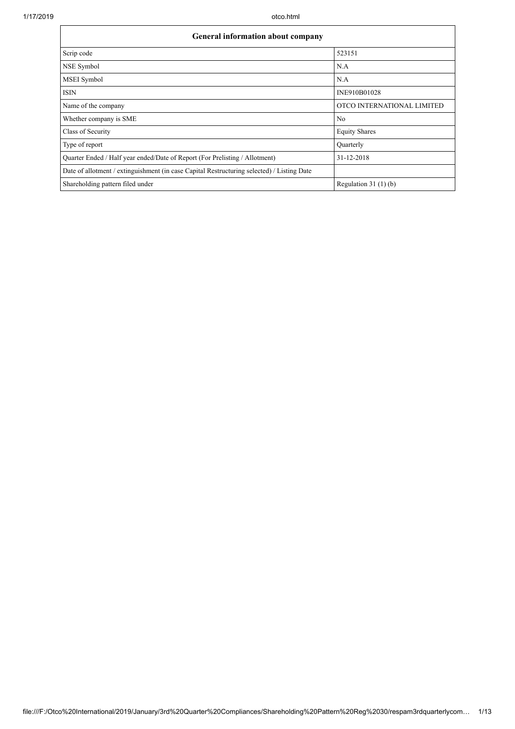| General information about company | |
|---|---|
| Scrip code | 523151 |
| NSE Symbol | N.A |
| MSEI Symbol | N.A |
| ISIN | INE910B01028 |
| Name of the company | OTCO INTERNATIONAL LIMITED |
| Whether company is SME | No |
| Class of Security | Equity Shares |
| Type of report | Quarterly |
| Quarter Ended / Half year ended/Date of Report (For Prelisting / Allotment) | 31-12-2018 |
| Date of allotment / extinguishment (in case Capital Restructuring selected) / Listing Date | |
| Shareholding pattern filed under | Regulation 31 (1) (b) |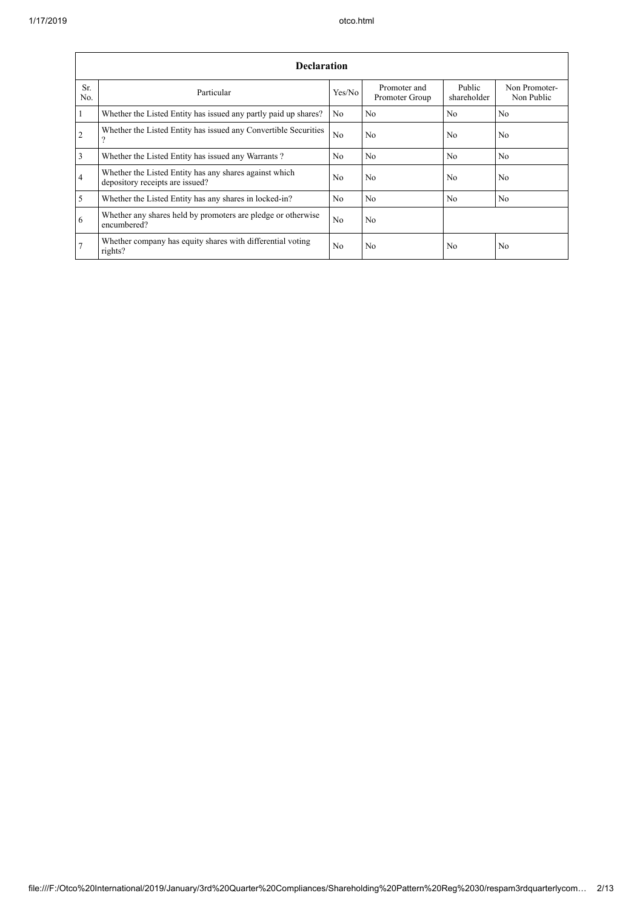| Declaration | | | | | |
|---|---|---|---|---|---|
| Sr. No. | Particular | Yes/No | Promoter and Promoter Group | Public shareholder | Non Promoter- Non Public |
| 1 | Whether the Listed Entity has issued any partly paid up shares? | No | No | No | No |
| 2 | Whether the Listed Entity has issued any Convertible Securities ? | No | No | No | No |
| 3 | Whether the Listed Entity has issued any Warrants ? | No | No | No | No |
| 4 | Whether the Listed Entity has any shares against which depository receipts are issued? | No | No | No | No |
| 5 | Whether the Listed Entity has any shares in locked-in? | No | No | No | No |
| 6 | Whether any shares held by promoters are pledge or otherwise encumbered? | No | No | | |
| 7 | Whether company has equity shares with differential voting rights? | No | No | No | No |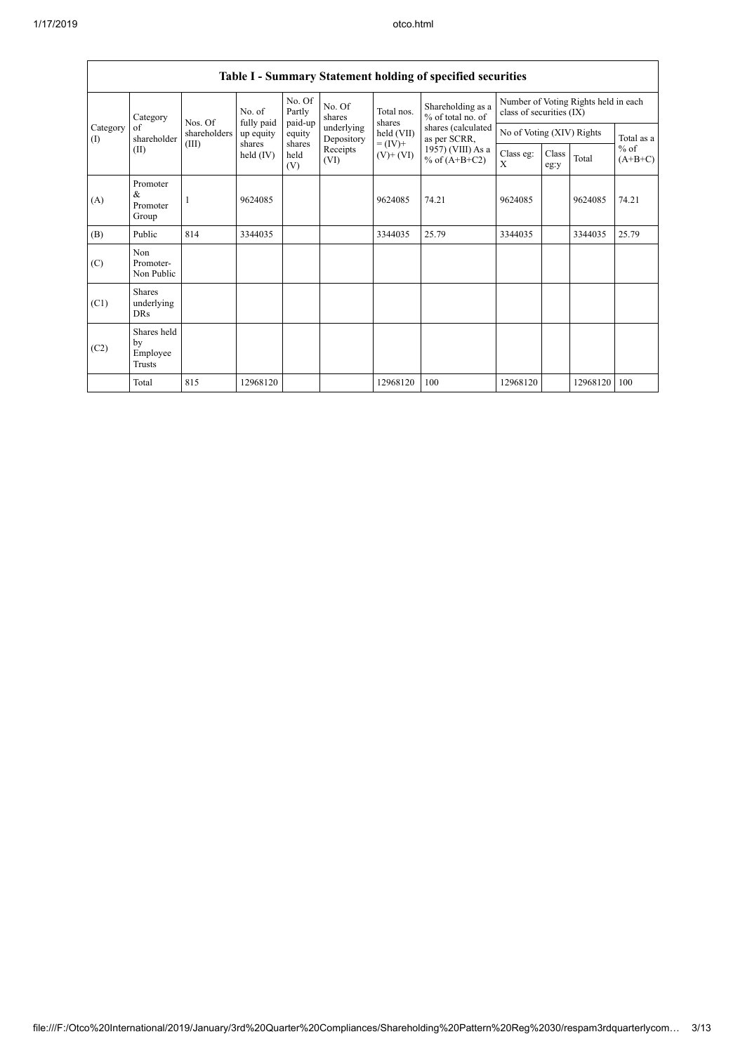## Table I - Summary Statement holding of specified securities

| Category (I) | Category of shareholder (II) | Nos. Of shareholders (III) | No. of fully paid up equity shares held (IV) | No. Of Partly paid-up equity shares held (V) | No. Of shares underlying Depository Receipts (VI) | Total nos. shares held (VII) = (IV)+ (V)+ (VI) | Shareholding as a % of total no. of shares (calculated as per SCRR, 1957) (VIII) As a % of (A+B+C2) | Number of Voting Rights held in each class of securities (IX) | | | |
|---|---|---|---|---|---|---|---|---|---|---|---|
| | | | | | | | | No of Voting (XIV) Rights | | | Total as a % of (A+B+C) |
| | | | | | | | | Class eg: X | Class eg:y | Total | |
| (A) | Promoter & Promoter Group | 1 | 9624085 | | | 9624085 | 74.21 | 9624085 | | 9624085 | 74.21 |
| (B) | Public | 814 | 3344035 | | | 3344035 | 25.79 | 3344035 | | 3344035 | 25.79 |
| (C) | Non Promoter- Non Public | | | | | | | | | | |
| (C1) | Shares underlying DRs | | | | | | | | | | |
| (C2) | Shares held by Employee Trusts | | | | | | | | | | |
| | Total | 815 | 12968120 | | | 12968120 | 100 | 12968120 | | 12968120 | 100 |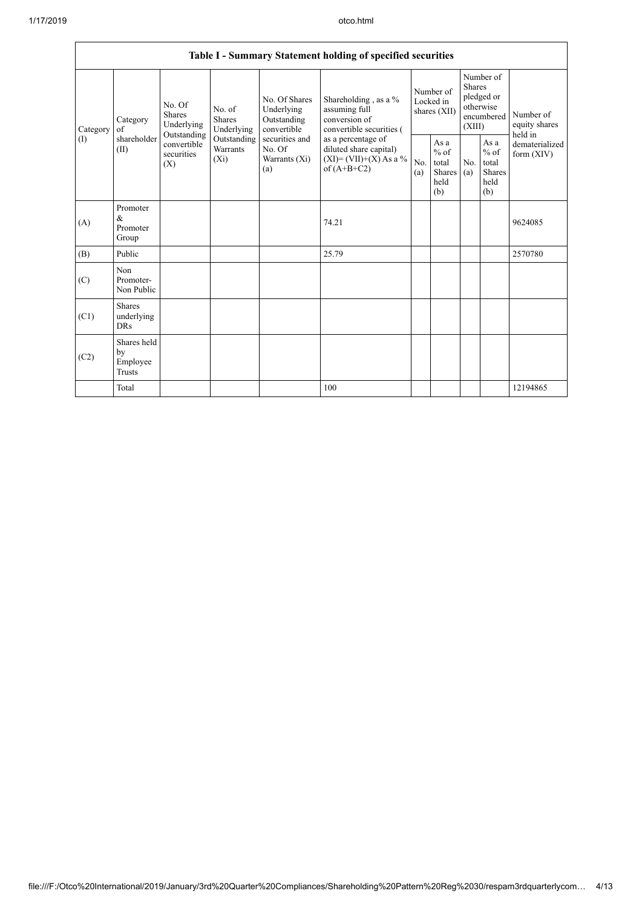| Table I - Summary Statement holding of specified securities | | | | | | | | | | | |
|---|---|---|---|---|---|---|---|---|---|---|---|
| Category (I) | Category of shareholder (II) | No. Of Shares Underlying Outstanding convertible securities (X) | No. of Shares Underlying Outstanding Warrants (Xi) | No. Of Shares Underlying Outstanding convertible securities and No. Of Warrants (Xi) (a) | Shareholding , as a % assuming full conversion of convertible securities ( as a percentage of diluted share capital) (XI)= (VII)+(X) As a % of (A+B+C2) | Number of Locked in shares (XII) | | Number of Shares pledged or otherwise encumbered (XIII) | | Number of equity shares held in dematerialized form (XIV) |
| | | | | | | No. (a) | As a % of total Shares held (b) | No. (a) | As a % of total Shares held (b) | |
| (A) | Promoter & Promoter Group | | | | 74.21 | | | | | 9624085 |
| (B) | Public | | | | 25.79 | | | | | 2570780 |
| (C) | Non Promoter- Non Public | | | | | | | | | |
| (C1) | Shares underlying DRs | | | | | | | | | |
| (C2) | Shares held by Employee Trusts | | | | | | | | | |
| | Total | | | | 100 | | | | | 12194865 |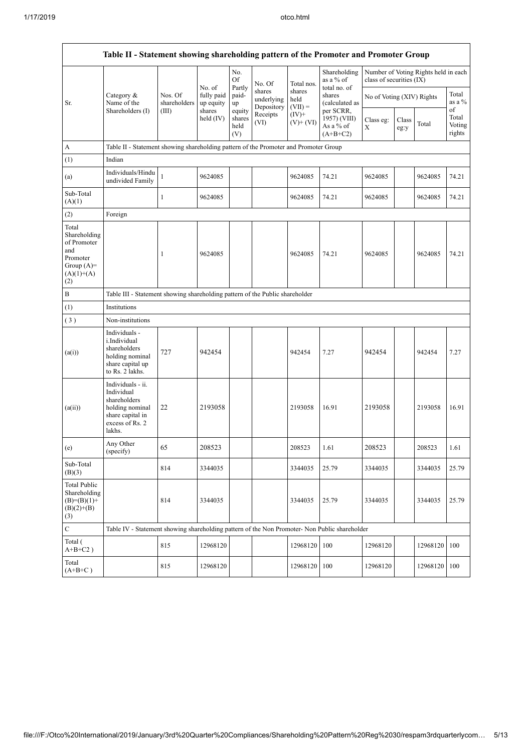| Table II - Statement showing shareholding pattern of the Promoter and Promoter Group | | | | | | | | | | | |
|---|---|---|---|---|---|---|---|---|---|---|---|
| Sr. | Category & Name of the Shareholders (I) | Nos. Of shareholders (III) | No. of fully paid up equity shares held (IV) | No. Of Partly paid-up equity shares held (V) | No. Of shares underlying Depository Receipts (VI) | Total nos. shares held (VII) = (IV)+ (V)+ (VI) | Shareholding as a % of total no. of shares (calculated as per SCRR, 1957) (VIII) As a % of (A+B+C2) | Number of Voting Rights held in each class of securities (IX) | | | |
| | | | | | | | | No of Voting (XIV) Rights | | | Total as a % of Total Voting rights |
| | | | | | | | | Class eg: X | Class eg:y | Total | |
| A | Table II - Statement showing shareholding pattern of the Promoter and Promoter Group | | | | | | | | | | |
| (1) | Indian | | | | | | | | | | |
| (a) | Individuals/Hindu undivided Family | 1 | 9624085 | | | 9624085 | 74.21 | 9624085 | | 9624085 | 74.21 |
| Sub-Total (A)(1) | | 1 | 9624085 | | | 9624085 | 74.21 | 9624085 | | 9624085 | 74.21 |
| (2) | Foreign | | | | | | | | | | |
| Total Shareholding of Promoter and Promoter Group (A)=(A)(1)+(A)(2) | | 1 | 9624085 | | | 9624085 | 74.21 | 9624085 | | 9624085 | 74.21 |
| B | Table III - Statement showing shareholding pattern of the Public shareholder | | | | | | | | | | |
| (1) | Institutions | | | | | | | | | | |
| (3) | Non-institutions | | | | | | | | | | |
| (a(i)) | Individuals - i.Individual shareholders holding nominal share capital up to Rs. 2 lakhs. | 727 | 942454 | | | 942454 | 7.27 | 942454 | | 942454 | 7.27 |
| (a(ii)) | Individuals - ii. Individual shareholders holding nominal share capital in excess of Rs. 2 lakhs. | 22 | 2193058 | | | 2193058 | 16.91 | 2193058 | | 2193058 | 16.91 |
| (e) | Any Other (specify) | 65 | 208523 | | | 208523 | 1.61 | 208523 | | 208523 | 1.61 |
| Sub-Total (B)(3) | | 814 | 3344035 | | | 3344035 | 25.79 | 3344035 | | 3344035 | 25.79 |
| Total Public Shareholding (B)=(B)(1)+(B)(2)+(B)(3) | | 814 | 3344035 | | | 3344035 | 25.79 | 3344035 | | 3344035 | 25.79 |
| C | Table IV - Statement showing shareholding pattern of the Non Promoter- Non Public shareholder | | | | | | | | | | |
| Total ( A+B+C2 ) | | 815 | 12968120 | | | 12968120 | 100 | 12968120 | | 12968120 | 100 |
| Total (A+B+C ) | | 815 | 12968120 | | | 12968120 | 100 | 12968120 | | 12968120 | 100 |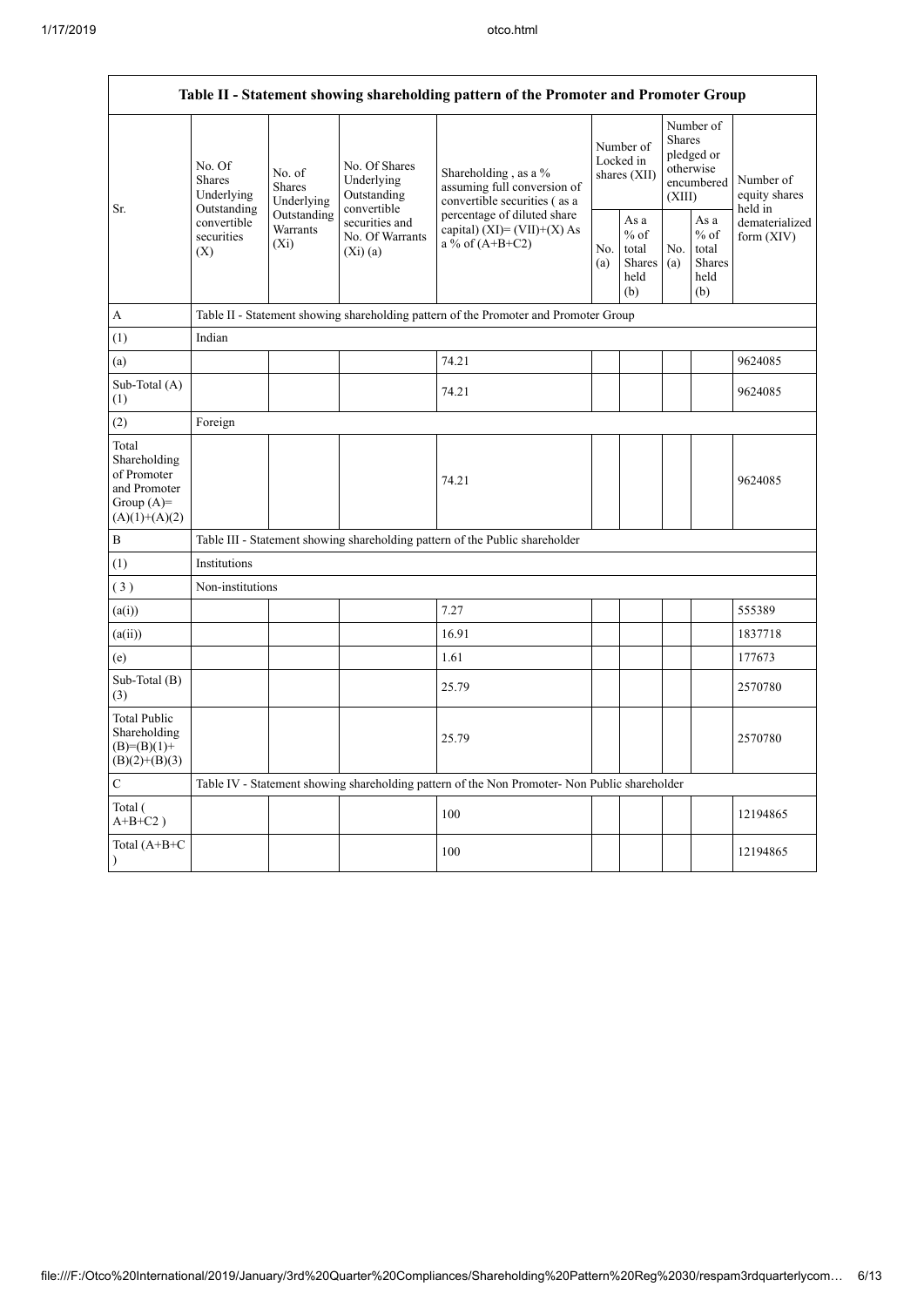| Table II - Statement showing shareholding pattern of the Promoter and Promoter Group | | | | | | | | | |
|---|---|---|---|---|---|---|---|---|---|
| Sr. | No. Of Shares Underlying Outstanding convertible securities (X) | No. of Shares Underlying Outstanding Warrants (Xi) | No. Of Shares Underlying Outstanding convertible securities and No. Of Warrants (Xi) (a) | Shareholding , as a % assuming full conversion of convertible securities ( as a percentage of diluted share capital) (XI)= (VII)+(X) As a % of (A+B+C2) | Number of Locked in shares (XII) | | Number of Shares pledged or otherwise encumbered (XIII) | | Number of equity shares held in dematerialized form (XIV) |
| | | | | | No. (a) | As a % of total Shares held (b) | No. (a) | As a % of total Shares held (b) | |
| A | Table II - Statement showing shareholding pattern of the Promoter and Promoter Group | | | | | | | | |
| (1) | Indian | | | | | | | | |
| (a) | | | | 74.21 | | | | | 9624085 |
| Sub-Total (A) (1) | | | | 74.21 | | | | | 9624085 |
| (2) | Foreign | | | | | | | | |
| Total Shareholding of Promoter and Promoter Group (A)= (A)(1)+(A)(2) | | | | 74.21 | | | | | 9624085 |
| B | Table III - Statement showing shareholding pattern of the Public shareholder | | | | | | | | |
| (1) | Institutions | | | | | | | | |
| ( 3 ) | Non-institutions | | | | | | | | |
| (a(i)) | | | | 7.27 | | | | | 555389 |
| (a(ii)) | | | | 16.91 | | | | | 1837718 |
| (e) | | | | 1.61 | | | | | 177673 |
| Sub-Total (B) (3) | | | | 25.79 | | | | | 2570780 |
| Total Public Shareholding (B)=(B)(1)+ (B)(2)+(B)(3) | | | | 25.79 | | | | | 2570780 |
| C | Table IV - Statement showing shareholding pattern of the Non Promoter- Non Public shareholder | | | | | | | | |
| Total ( A+B+C2 ) | | | | 100 | | | | | 12194865 |
| Total (A+B+C ) | | | | 100 | | | | | 12194865 |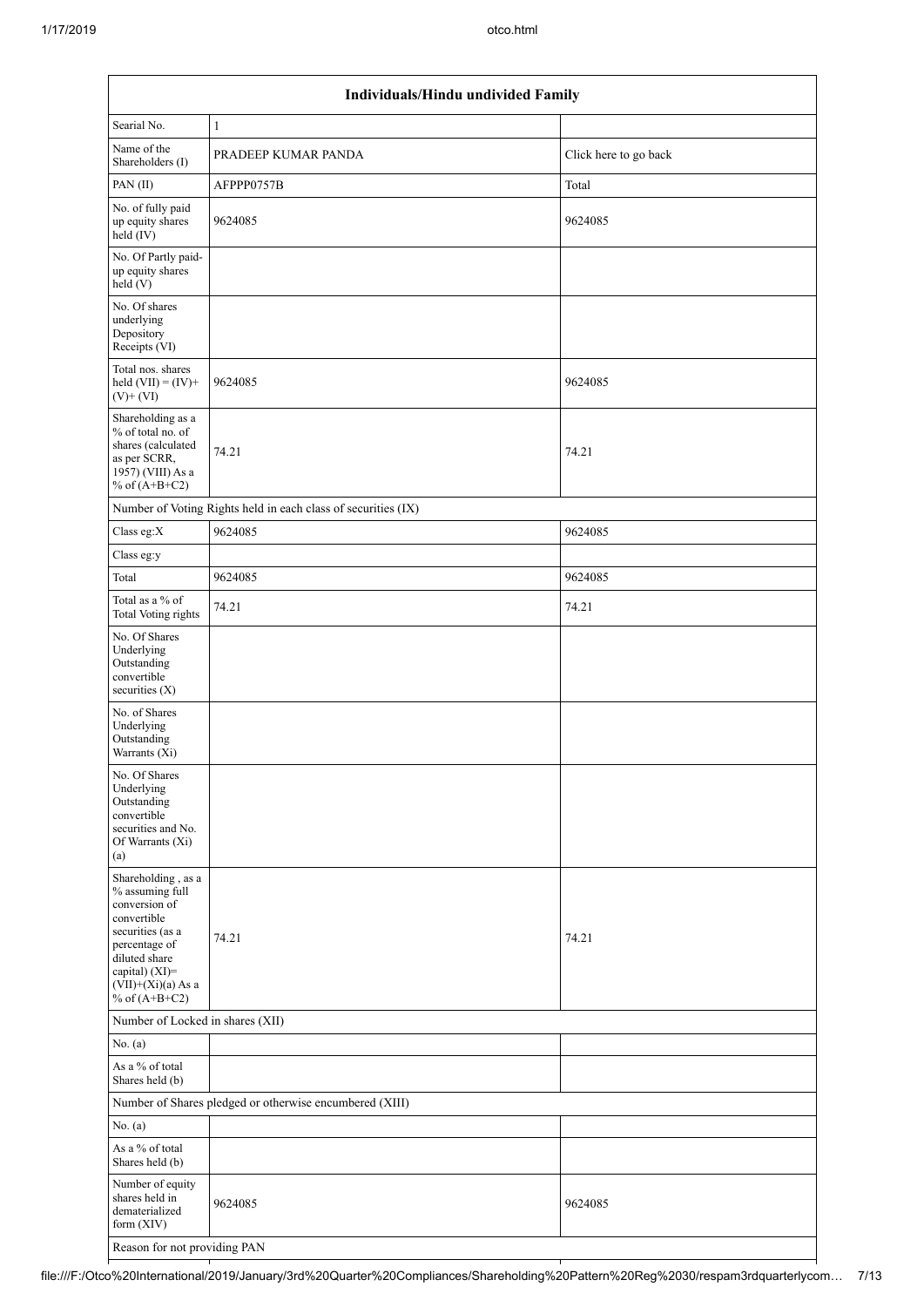| Individuals/Hindu undivided Family | | |
|---|---|---|
| Searial No. | 1 | |
| Name of the Shareholders (I) | PRADEEP KUMAR PANDA | Click here to go back |
| PAN (II) | AFPPP0757B | Total |
| No. of fully paid up equity shares held (IV) | 9624085 | 9624085 |
| No. Of Partly paid-up equity shares held (V) | | |
| No. Of shares underlying Depository Receipts (VI) | | |
| Total nos. shares held (VII) = (IV)+ (V)+ (VI) | 9624085 | 9624085 |
| Shareholding as a % of total no. of shares (calculated as per SCRR, 1957) (VIII) As a % of (A+B+C2) | 74.21 | 74.21 |
| Number of Voting Rights held in each class of securities (IX) | | |
| Class eg:X | 9624085 | 9624085 |
| Class eg:y | | |
| Total | 9624085 | 9624085 |
| Total as a % of Total Voting rights | 74.21 | 74.21 |
| No. Of Shares Underlying Outstanding convertible securities (X) | | |
| No. of Shares Underlying Outstanding Warrants (Xi) | | |
| No. Of Shares Underlying Outstanding convertible securities and No. Of Warrants (Xi) (a) | | |
| Shareholding , as a % assuming full conversion of convertible securities (as a percentage of diluted share capital) (XI)= (VII)+(Xi)(a) As a % of (A+B+C2) | 74.21 | 74.21 |
| Number of Locked in shares (XII) | | |
| No. (a) | | |
| As a % of total Shares held (b) | | |
| Number of Shares pledged or otherwise encumbered (XIII) | | |
| No. (a) | | |
| As a % of total Shares held (b) | | |
| Number of equity shares held in dematerialized form (XIV) | 9624085 | 9624085 |
| Reason for not providing PAN | | |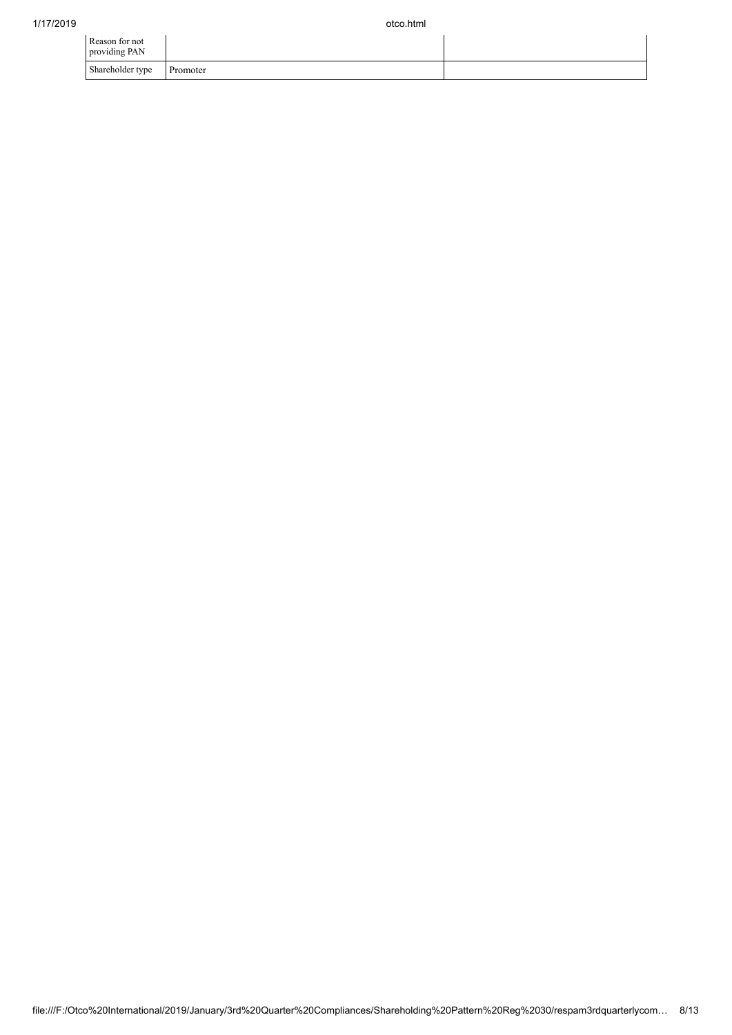| | | |
|---|---|---|
| Reason for not providing PAN | | |
| Shareholder type | Promoter | |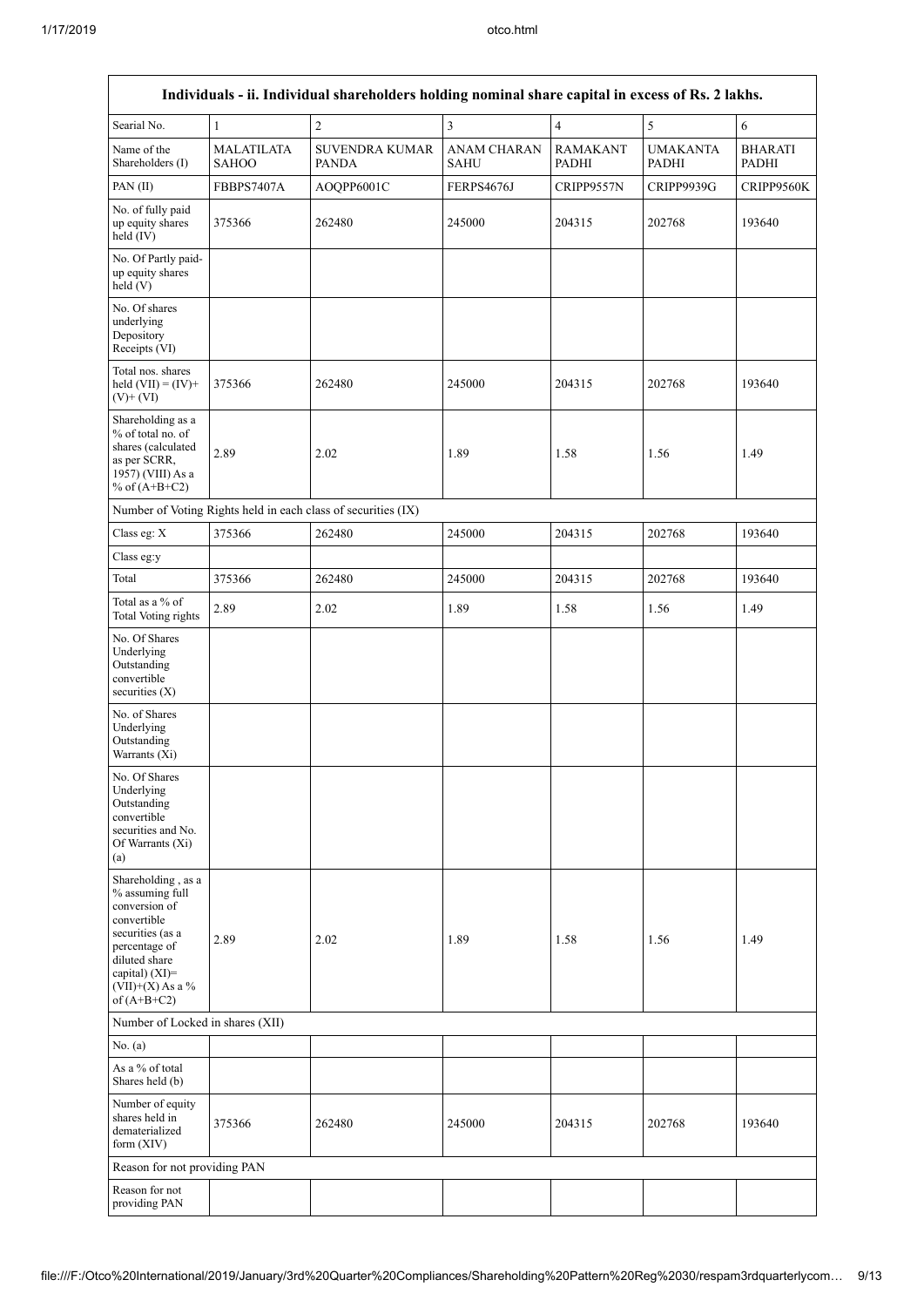| Individuals - ii. Individual shareholders holding nominal share capital in excess of Rs. 2 lakhs. | | | | | | |
|---|---|---|---|---|---|---|
| Searial No. | 1 | 2 | 3 | 4 | 5 | 6 |
| Name of the Shareholders (I) | MALATILATA SAHOO | SUVENDRA KUMAR PANDA | ANAM CHARAN SAHU | RAMAKANT PADHI | UMAKANTA PADHI | BHARATI PADHI |
| PAN (II) | FBBPS7407A | AOQPP6001C | FERPS4676J | CRIPP9557N | CRIPP9939G | CRIPP9560K |
| No. of fully paid up equity shares held (IV) | 375366 | 262480 | 245000 | 204315 | 202768 | 193640 |
| No. Of Partly paid-up equity shares held (V) | | | | | | |
| No. Of shares underlying Depository Receipts (VI) | | | | | | |
| Total nos. shares held (VII) = (IV)+(V)+ (VI) | 375366 | 262480 | 245000 | 204315 | 202768 | 193640 |
| Shareholding as a % of total no. of shares (calculated as per SCRR, 1957) (VIII) As a % of (A+B+C2) | 2.89 | 2.02 | 1.89 | 1.58 | 1.56 | 1.49 |
| Number of Voting Rights held in each class of securities (IX) | | | | | | |
| Class eg: X | 375366 | 262480 | 245000 | 204315 | 202768 | 193640 |
| Class eg:y | | | | | | |
| Total | 375366 | 262480 | 245000 | 204315 | 202768 | 193640 |
| Total as a % of Total Voting rights | 2.89 | 2.02 | 1.89 | 1.58 | 1.56 | 1.49 |
| No. Of Shares Underlying Outstanding convertible securities (X) | | | | | | |
| No. of Shares Underlying Outstanding Warrants (Xi) | | | | | | |
| No. Of Shares Underlying Outstanding convertible securities and No. Of Warrants (Xi) (a) | | | | | | |
| Shareholding , as a % assuming full conversion of convertible securities (as a percentage of diluted share capital) (XI)= (VII)+(X) As a % of (A+B+C2) | 2.89 | 2.02 | 1.89 | 1.58 | 1.56 | 1.49 |
| Number of Locked in shares (XII) | | | | | | |
| No. (a) | | | | | | |
| As a % of total Shares held (b) | | | | | | |
| Number of equity shares held in dematerialized form (XIV) | 375366 | 262480 | 245000 | 204315 | 202768 | 193640 |
| Reason for not providing PAN | | | | | | |
| Reason for not providing PAN | | | | | | |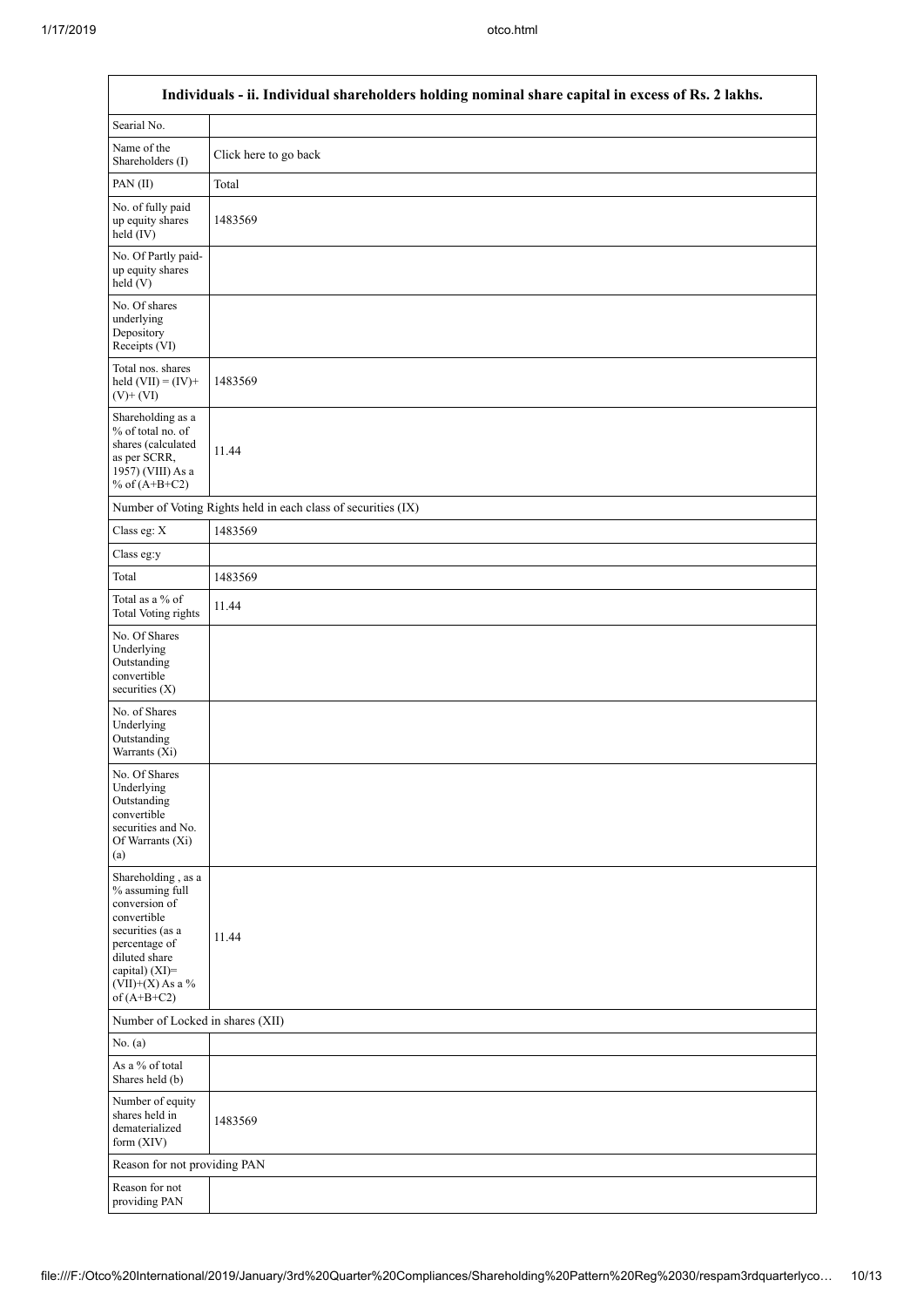| Individuals - ii. Individual shareholders holding nominal share capital in excess of Rs. 2 lakhs. | |
|---|---|
| Searial No. | |
| Name of the Shareholders (I) | Click here to go back |
| PAN (II) | Total |
| No. of fully paid up equity shares held (IV) | 1483569 |
| No. Of Partly paid-up equity shares held (V) | |
| No. Of shares underlying Depository Receipts (VI) | |
| Total nos. shares held (VII) = (IV)+ (V)+ (VI) | 1483569 |
| Shareholding as a % of total no. of shares (calculated as per SCRR, 1957) (VIII) As a % of (A+B+C2) | 11.44 |
| Number of Voting Rights held in each class of securities (IX) | |
| Class eg: X | 1483569 |
| Class eg:y | |
| Total | 1483569 |
| Total as a % of Total Voting rights | 11.44 |
| No. Of Shares Underlying Outstanding convertible securities (X) | |
| No. of Shares Underlying Outstanding Warrants (Xi) | |
| No. Of Shares Underlying Outstanding convertible securities and No. Of Warrants (Xi) (a) | |
| Shareholding , as a % assuming full conversion of convertible securities (as a percentage of diluted share capital) (XI)= (VII)+(X) As a % of (A+B+C2) | 11.44 |
| Number of Locked in shares (XII) | |
| No. (a) | |
| As a % of total Shares held (b) | |
| Number of equity shares held in dematerialized form (XIV) | 1483569 |
| Reason for not providing PAN | |
| Reason for not providing PAN | |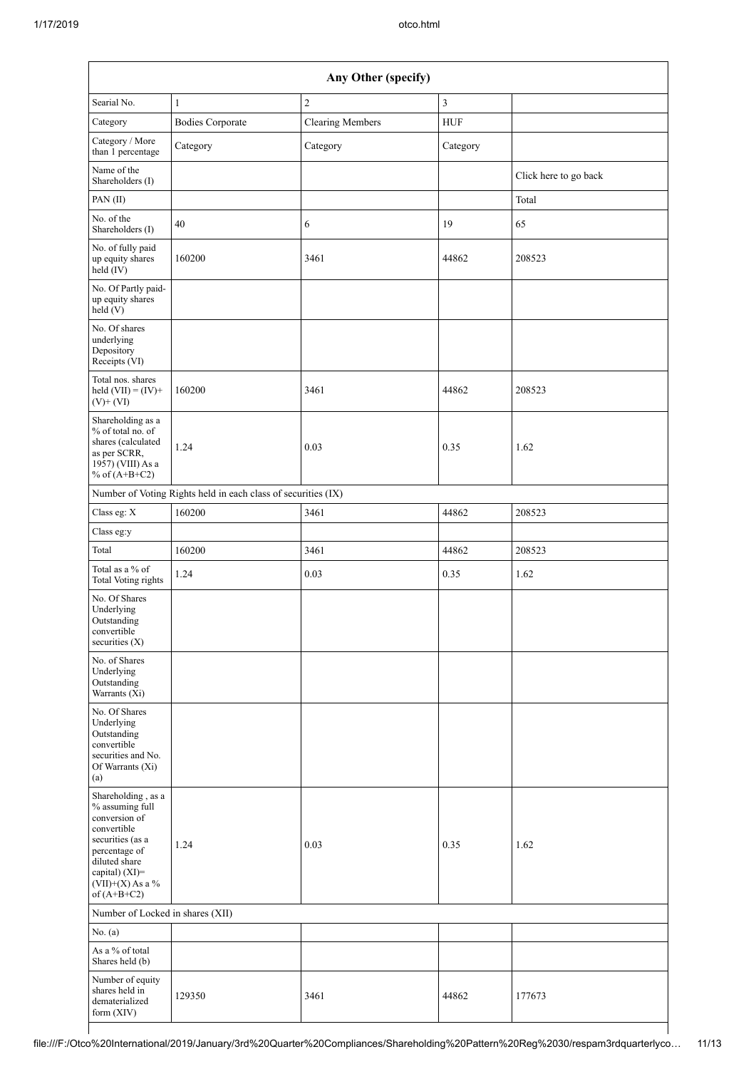| Any Other (specify) | | | | |
|---|---|---|---|---|
| Searial No. | 1 | 2 | 3 | |
| Category | Bodies Corporate | Clearing Members | HUF | |
| Category / More than 1 percentage | Category | Category | Category | |
| Name of the Shareholders (I) | | | | Click here to go back |
| PAN (II) | | | | Total |
| No. of the Shareholders (I) | 40 | 6 | 19 | 65 |
| No. of fully paid up equity shares held (IV) | 160200 | 3461 | 44862 | 208523 |
| No. Of Partly paid-up equity shares held (V) | | | | |
| No. Of shares underlying Depository Receipts (VI) | | | | |
| Total nos. shares held (VII) = (IV)+ (V)+ (VI) | 160200 | 3461 | 44862 | 208523 |
| Shareholding as a % of total no. of shares (calculated as per SCRR, 1957) (VIII) As a % of (A+B+C2) | 1.24 | 0.03 | 0.35 | 1.62 |
| Number of Voting Rights held in each class of securities (IX) | | | | |
| Class eg: X | 160200 | 3461 | 44862 | 208523 |
| Class eg:y | | | | |
| Total | 160200 | 3461 | 44862 | 208523 |
| Total as a % of Total Voting rights | 1.24 | 0.03 | 0.35 | 1.62 |
| No. Of Shares Underlying Outstanding convertible securities (X) | | | | |
| No. of Shares Underlying Outstanding Warrants (Xi) | | | | |
| No. Of Shares Underlying Outstanding convertible securities and No. Of Warrants (Xi) (a) | | | | |
| Shareholding , as a % assuming full conversion of convertible securities (as a percentage of diluted share capital) (XI)= (VII)+(X) As a % of (A+B+C2) | 1.24 | 0.03 | 0.35 | 1.62 |
| Number of Locked in shares (XII) | | | | |
| No. (a) | | | | |
| As a % of total Shares held (b) | | | | |
| Number of equity shares held in dematerialized form (XIV) | 129350 | 3461 | 44862 | 177673 |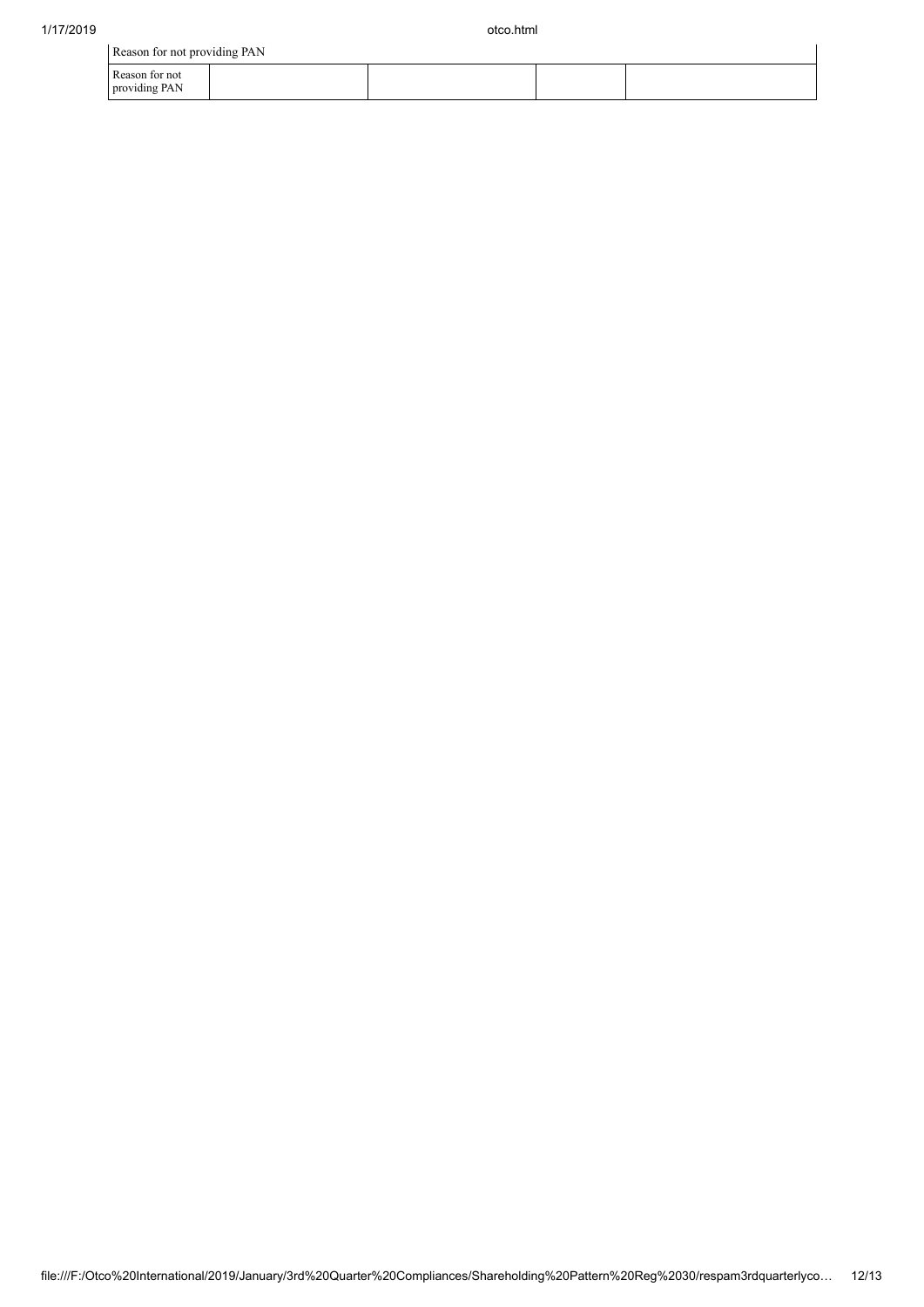| Reason for not providing PAN | | | | |
|---|---|---|---|---|
| Reason for not providing PAN | | | | |